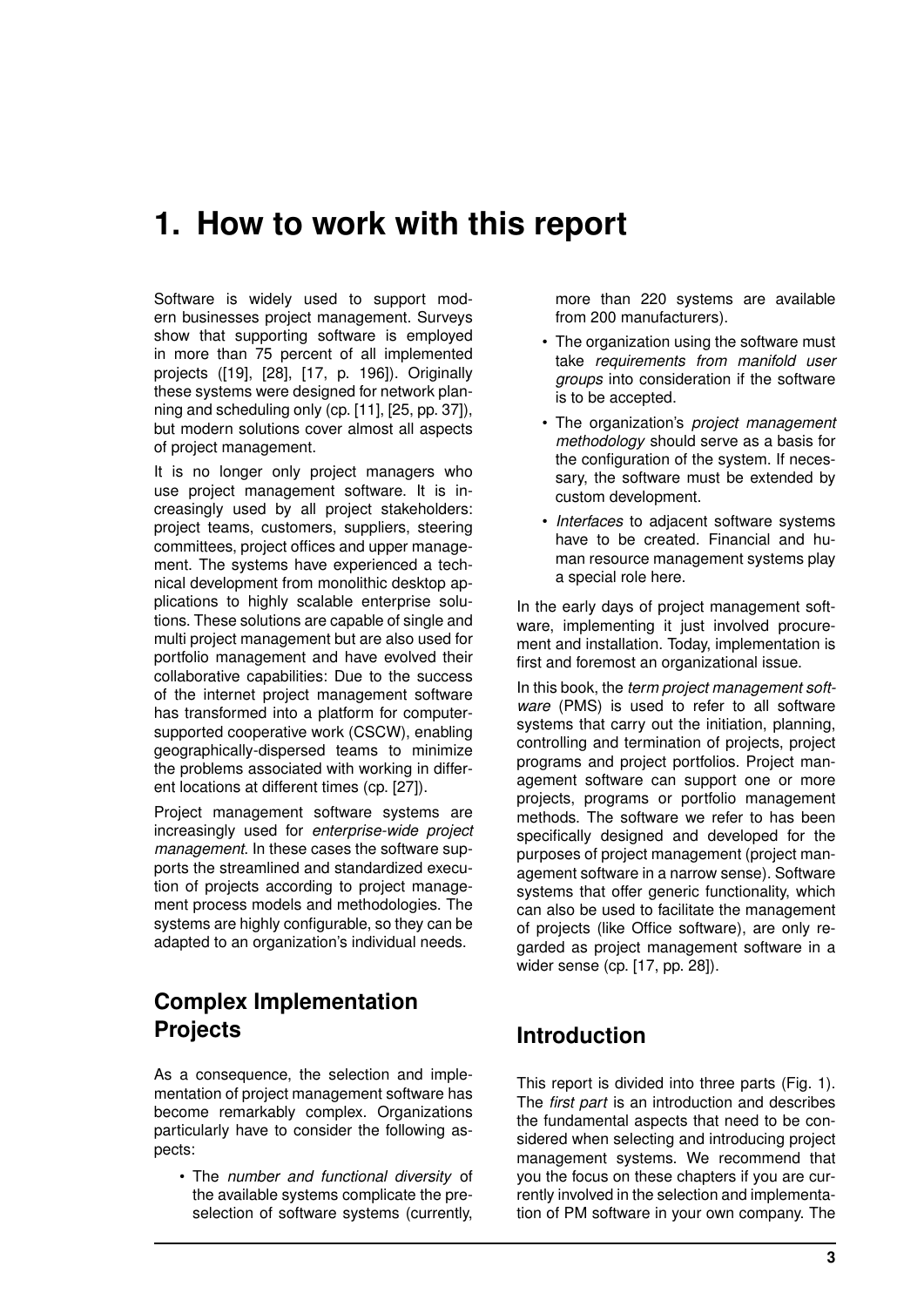# 1. How to work with this report

Software is widely used to support modern businesses project management. Surveys show that supporting software is employed in more than 75 percent of all implemented projects ([19], [28], [17, p. 196]). Originally these systems were designed for network planning and scheduling only (cp. [11], [25, pp. 37]), but modern solutions cover almost all aspects of project management.

It is no longer only project managers who use project management software. It is increasingly used by all project stakeholders: project teams, customers, suppliers, steering committees, project offices and upper management. The systems have experienced a technical development from monolithic desktop applications to highly scalable enterprise solutions. These solutions are capable of single and multi project management but are also used for portfolio management and have evolved their collaborative capabilities: Due to the success of the internet project management software has transformed into a platform for computer-supported cooperative work (CSCW), enabling geographically-dispersed teams to minimize the problems associated with working in different locations at different times (cp. [27]).

Project management software systems are increasingly used for *enterprise-wide project management*. In these cases the software supports the streamlined and standardized execution of projects according to project management process models and methodologies. The systems are highly configurable, so they can be adapted to an organization's individual needs.

## Complex Implementation Projects

As a consequence, the selection and implementation of project management software has become remarkably complex. Organizations particularly have to consider the following aspects:

- The *number and functional diversity* of the available systems complicate the preselection of software systems (currently, more than 220 systems are available from 200 manufacturers).
- The organization using the software must take *requirements from manifold user groups* into consideration if the software is to be accepted.
- The organization's *project management methodology* should serve as a basis for the configuration of the system. If necessary, the software must be extended by custom development.
- *Interfaces* to adjacent software systems have to be created. Financial and human resource management systems play a special role here.

In the early days of project management software, implementing it just involved procurement and installation. Today, implementation is first and foremost an organizational issue.

In this book, the *term project management software* (PMS) is used to refer to all software systems that carry out the initiation, planning, controlling and termination of projects, project programs and project portfolios. Project management software can support one or more projects, programs or portfolio management methods. The software we refer to has been specifically designed and developed for the purposes of project management (project management software in a narrow sense). Software systems that offer generic functionality, which can also be used to facilitate the management of projects (like Office software), are only regarded as project management software in a wider sense (cp. [17, pp. 28]).

## Introduction

This report is divided into three parts (Fig. 1). The *first part* is an introduction and describes the fundamental aspects that need to be considered when selecting and introducing project management systems. We recommend that you the focus on these chapters if you are currently involved in the selection and implementation of PM software in your own company. The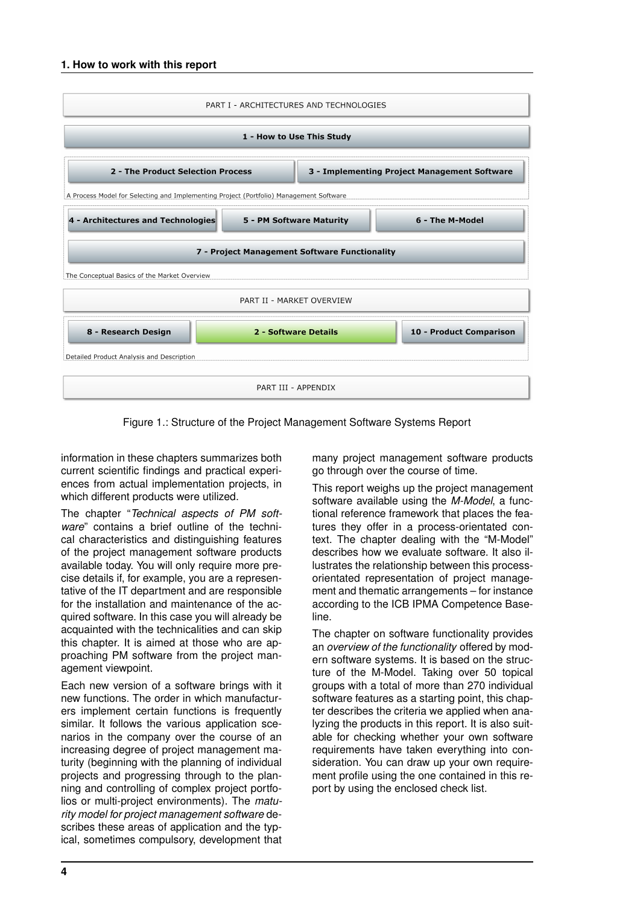# 1. How to work with this report

PART I - ARCHITECTURES AND TECHNOLOGIES

**1 - How to Use This Study**

**2 - The Product Selection Process** | **3 - Implementing Project Management Software**

A Process Model for Selecting and Implementing Project (Portfolio) Management Software

**4 - Architectures and Technologies** | **5 - PM Software Maturity** | **6 - The M-Model**

**7 - Project Management Software Functionality**

The Conceptual Basics of the Market Overview

PART II - MARKET OVERVIEW

**8 - Research Design** | **2 - Software Details** | **10 - Product Comparison**

Detailed Product Analysis and Description

PART III - APPENDIX

Figure 1.: Structure of the Project Management Software Systems Report

information in these chapters summarizes both current scientific findings and practical experiences from actual implementation projects, in which different products were utilized.

The chapter "*Technical aspects of PM software*" contains a brief outline of the technical characteristics and distinguishing features of the project management software products available today. You will only require more precise details if, for example, you are a representative of the IT department and are responsible for the installation and maintenance of the acquired software. In this case you will already be acquainted with the technicalities and can skip this chapter. It is aimed at those who are approaching PM software from the project management viewpoint.

Each new version of a software brings with it new functions. The order in which manufacturers implement certain functions is frequently similar. It follows the various application scenarios in the company over the course of an increasing degree of project management maturity (beginning with the planning of individual projects and progressing through to the planning and controlling of complex project portfolios or multi-project environments). The *maturity model for project management software* describes these areas of application and the typical, sometimes compulsory, development that many project management software products go through over the course of time.

This report weighs up the project management software available using the *M-Model*, a functional reference framework that places the features they offer in a process-orientated context. The chapter dealing with the "M-Model" describes how we evaluate software. It also illustrates the relationship between this process-orientated representation of project management and thematic arrangements – for instance according to the ICB IPMA Competence Baseline.

The chapter on software functionality provides an *overview of the functionality* offered by modern software systems. It is based on the structure of the M-Model. Taking over 50 topical groups with a total of more than 270 individual software features as a starting point, this chapter describes the criteria we applied when analyzing the products in this report. It is also suitable for checking whether your own software requirements have taken everything into consideration. You can draw up your own requirement profile using the one contained in this report by using the enclosed check list.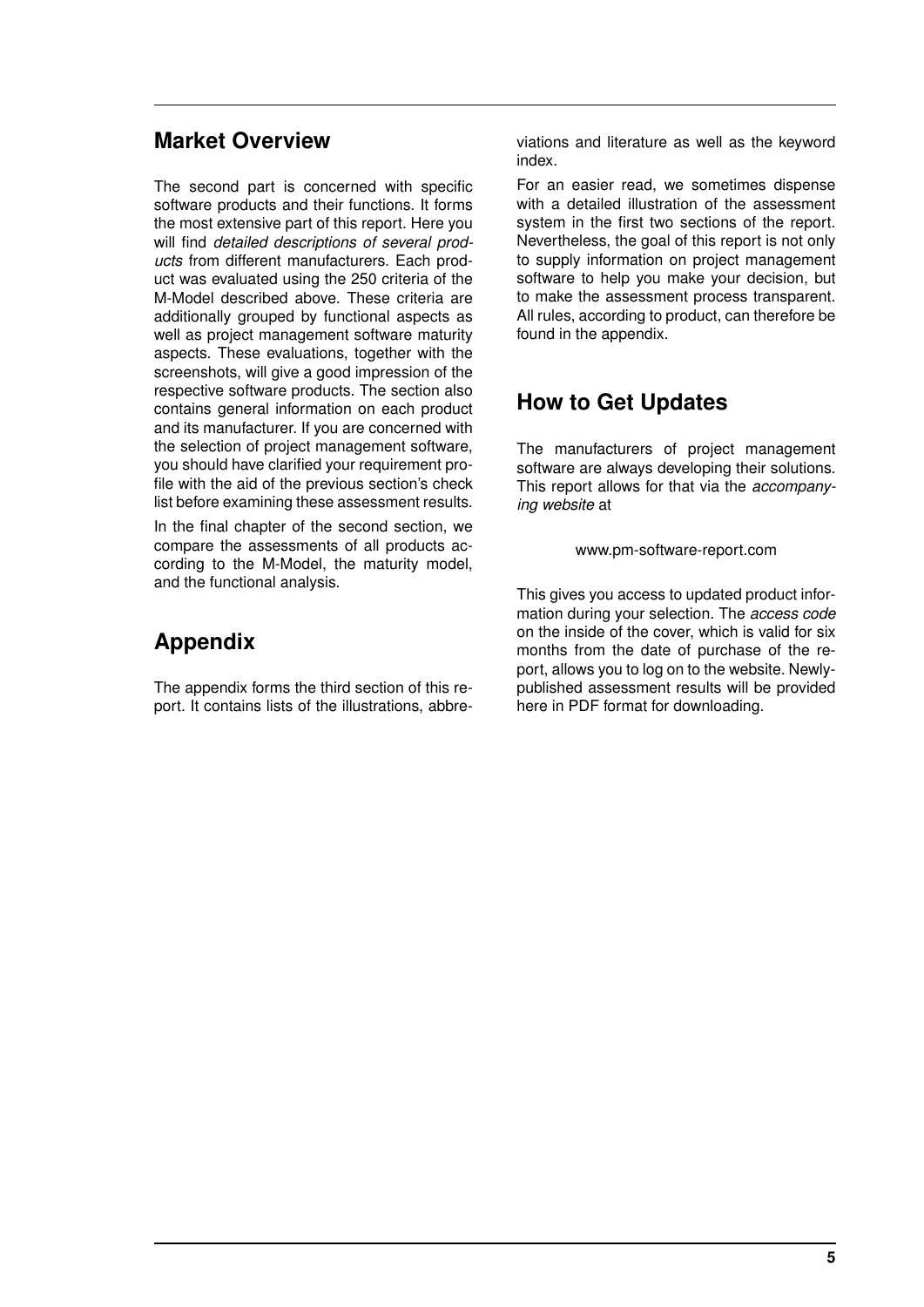## Market Overview

The second part is concerned with specific software products and their functions. It forms the most extensive part of this report. Here you will find *detailed descriptions of several products* from different manufacturers. Each product was evaluated using the 250 criteria of the M-Model described above. These criteria are additionally grouped by functional aspects as well as project management software maturity aspects. These evaluations, together with the screenshots, will give a good impression of the respective software products. The section also contains general information on each product and its manufacturer. If you are concerned with the selection of project management software, you should have clarified your requirement profile with the aid of the previous section's check list before examining these assessment results.

In the final chapter of the second section, we compare the assessments of all products according to the M-Model, the maturity model, and the functional analysis.

## Appendix

The appendix forms the third section of this report. It contains lists of the illustrations, abbreviations and literature as well as the keyword index.

For an easier read, we sometimes dispense with a detailed illustration of the assessment system in the first two sections of the report. Nevertheless, the goal of this report is not only to supply information on project management software to help you make your decision, but to make the assessment process transparent. All rules, according to product, can therefore be found in the appendix.

## How to Get Updates

The manufacturers of project management software are always developing their solutions. This report allows for that via the *accompanying website* at

www.pm-software-report.com

This gives you access to updated product information during your selection. The *access code* on the inside of the cover, which is valid for six months from the date of purchase of the report, allows you to log on to the website. Newly-published assessment results will be provided here in PDF format for downloading.